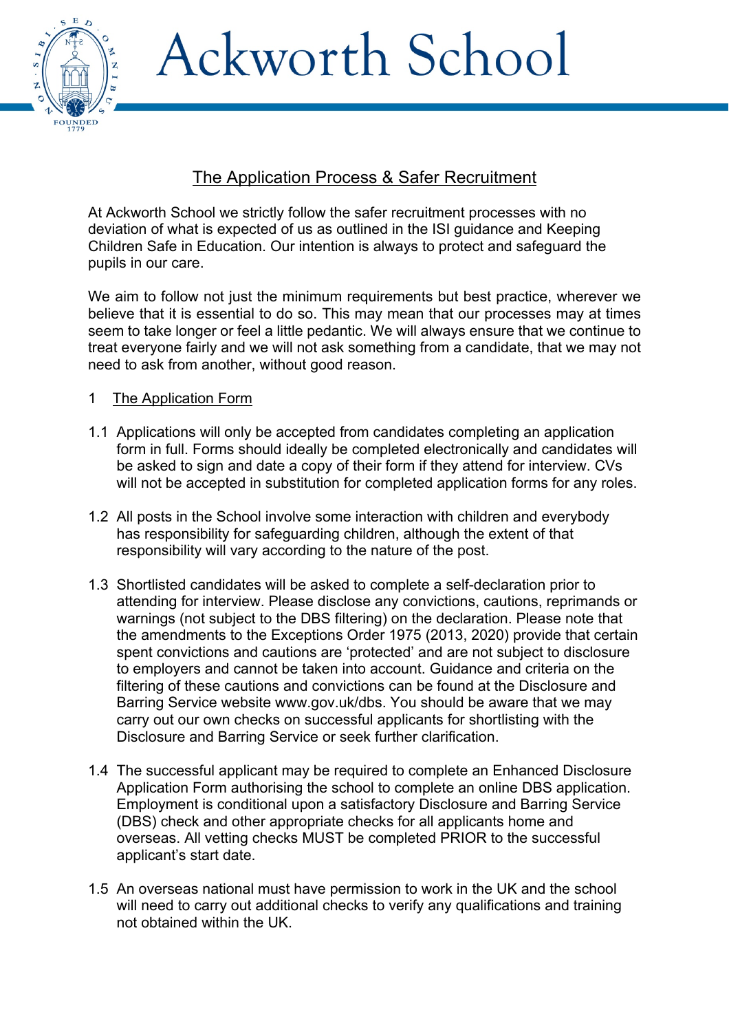# Ackworth School

## The Application Process & Safer Recruitment

At Ackworth School we strictly follow the safer recruitment processes with no deviation of what is expected of us as outlined in the ISI guidance and Keeping Children Safe in Education. Our intention is always to protect and safeguard the pupils in our care.

We aim to follow not just the minimum requirements but best practice, wherever we believe that it is essential to do so. This may mean that our processes may at times seem to take longer or feel a little pedantic. We will always ensure that we continue to treat everyone fairly and we will not ask something from a candidate, that we may not need to ask from another, without good reason.

### 1 The Application Form

1.1 Applications will only be accepted from candidates completing an application form in full. Forms should ideally be completed electronically and candidates will be asked to sign and date a copy of their form if they attend for interview. CVs will not be accepted in substitution for completed application forms for any roles.

1.2 All posts in the School involve some interaction with children and everybody has responsibility for safeguarding children, although the extent of that responsibility will vary according to the nature of the post.

1.3 Shortlisted candidates will be asked to complete a self-declaration prior to attending for interview. Please disclose any convictions, cautions, reprimands or warnings (not subject to the DBS filtering) on the declaration. Please note that the amendments to the Exceptions Order 1975 (2013, 2020) provide that certain spent convictions and cautions are 'protected' and are not subject to disclosure to employers and cannot be taken into account. Guidance and criteria on the filtering of these cautions and convictions can be found at the Disclosure and Barring Service website www.gov.uk/dbs. You should be aware that we may carry out our own checks on successful applicants for shortlisting with the Disclosure and Barring Service or seek further clarification.

1.4 The successful applicant may be required to complete an Enhanced Disclosure Application Form authorising the school to complete an online DBS application. Employment is conditional upon a satisfactory Disclosure and Barring Service (DBS) check and other appropriate checks for all applicants home and overseas. All vetting checks MUST be completed PRIOR to the successful applicant's start date.

1.5 An overseas national must have permission to work in the UK and the school will need to carry out additional checks to verify any qualifications and training not obtained within the UK.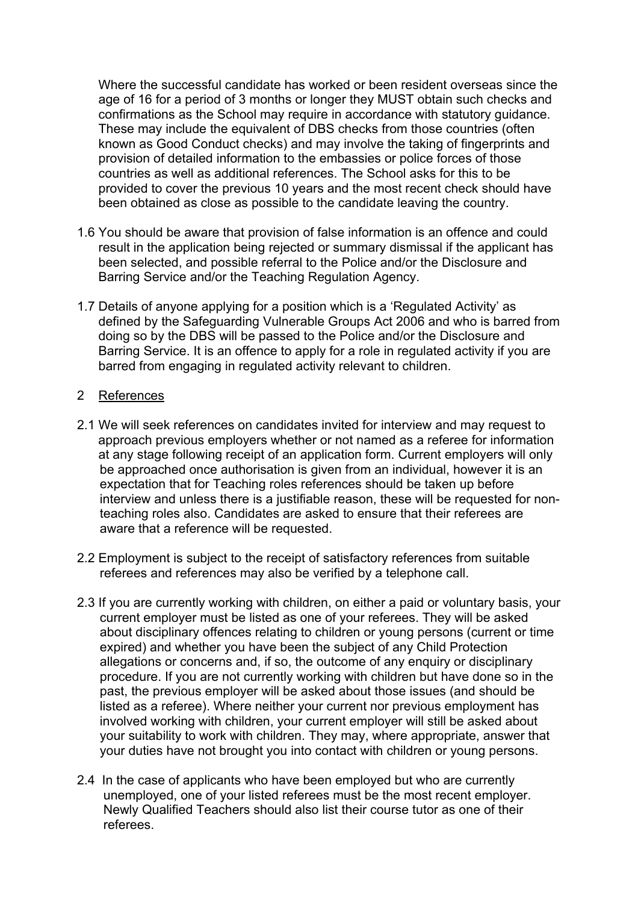Where the successful candidate has worked or been resident overseas since the age of 16 for a period of 3 months or longer they MUST obtain such checks and confirmations as the School may require in accordance with statutory guidance. These may include the equivalent of DBS checks from those countries (often known as Good Conduct checks) and may involve the taking of fingerprints and provision of detailed information to the embassies or police forces of those countries as well as additional references. The School asks for this to be provided to cover the previous 10 years and the most recent check should have been obtained as close as possible to the candidate leaving the country.

1.6 You should be aware that provision of false information is an offence and could result in the application being rejected or summary dismissal if the applicant has been selected, and possible referral to the Police and/or the Disclosure and Barring Service and/or the Teaching Regulation Agency.

1.7 Details of anyone applying for a position which is a 'Regulated Activity' as defined by the Safeguarding Vulnerable Groups Act 2006 and who is barred from doing so by the DBS will be passed to the Police and/or the Disclosure and Barring Service. It is an offence to apply for a role in regulated activity if you are barred from engaging in regulated activity relevant to children.

## 2 References

2.1 We will seek references on candidates invited for interview and may request to approach previous employers whether or not named as a referee for information at any stage following receipt of an application form. Current employers will only be approached once authorisation is given from an individual, however it is an expectation that for Teaching roles references should be taken up before interview and unless there is a justifiable reason, these will be requested for non-teaching roles also. Candidates are asked to ensure that their referees are aware that a reference will be requested.

2.2 Employment is subject to the receipt of satisfactory references from suitable referees and references may also be verified by a telephone call.

2.3 If you are currently working with children, on either a paid or voluntary basis, your current employer must be listed as one of your referees. They will be asked about disciplinary offences relating to children or young persons (current or time expired) and whether you have been the subject of any Child Protection allegations or concerns and, if so, the outcome of any enquiry or disciplinary procedure. If you are not currently working with children but have done so in the past, the previous employer will be asked about those issues (and should be listed as a referee). Where neither your current nor previous employment has involved working with children, your current employer will still be asked about your suitability to work with children. They may, where appropriate, answer that your duties have not brought you into contact with children or young persons.

2.4 In the case of applicants who have been employed but who are currently unemployed, one of your listed referees must be the most recent employer. Newly Qualified Teachers should also list their course tutor as one of their referees.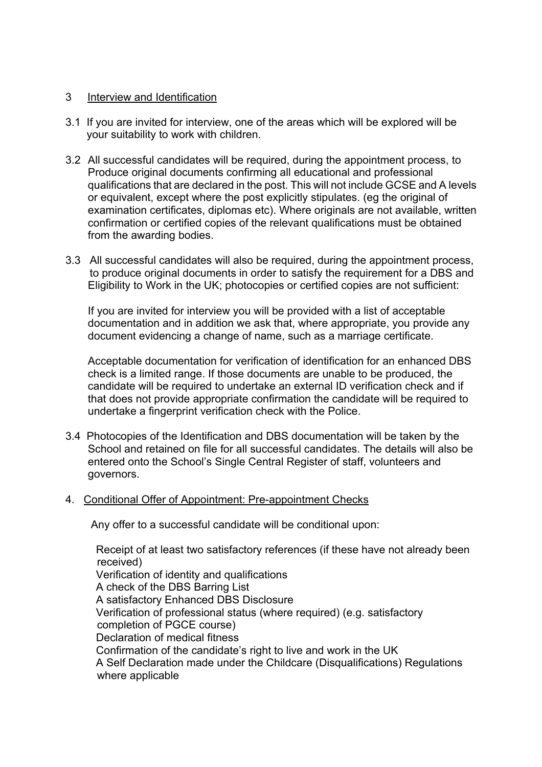## 3 Interview and Identification

3.1 If you are invited for interview, one of the areas which will be explored will be your suitability to work with children.

3.2 All successful candidates will be required, during the appointment process, to Produce original documents confirming all educational and professional qualifications that are declared in the post. This will not include GCSE and A levels or equivalent, except where the post explicitly stipulates. (eg the original of examination certificates, diplomas etc). Where originals are not available, written confirmation or certified copies of the relevant qualifications must be obtained from the awarding bodies.

3.3 All successful candidates will also be required, during the appointment process, to produce original documents in order to satisfy the requirement for a DBS and Eligibility to Work in the UK; photocopies or certified copies are not sufficient:

If you are invited for interview you will be provided with a list of acceptable documentation and in addition we ask that, where appropriate, you provide any document evidencing a change of name, such as a marriage certificate.

Acceptable documentation for verification of identification for an enhanced DBS check is a limited range. If those documents are unable to be produced, the candidate will be required to undertake an external ID verification check and if that does not provide appropriate confirmation the candidate will be required to undertake a fingerprint verification check with the Police.

3.4 Photocopies of the Identification and DBS documentation will be taken by the School and retained on file for all successful candidates. The details will also be entered onto the School's Single Central Register of staff, volunteers and governors.

## 4. Conditional Offer of Appointment: Pre-appointment Checks

Any offer to a successful candidate will be conditional upon:

- Receipt of at least two satisfactory references (if these have not already been received)
- Verification of identity and qualifications
- A check of the DBS Barring List
- A satisfactory Enhanced DBS Disclosure
- Verification of professional status (where required) (e.g. satisfactory completion of PGCE course)
- Declaration of medical fitness
- Confirmation of the candidate's right to live and work in the UK
- A Self Declaration made under the Childcare (Disqualifications) Regulations where applicable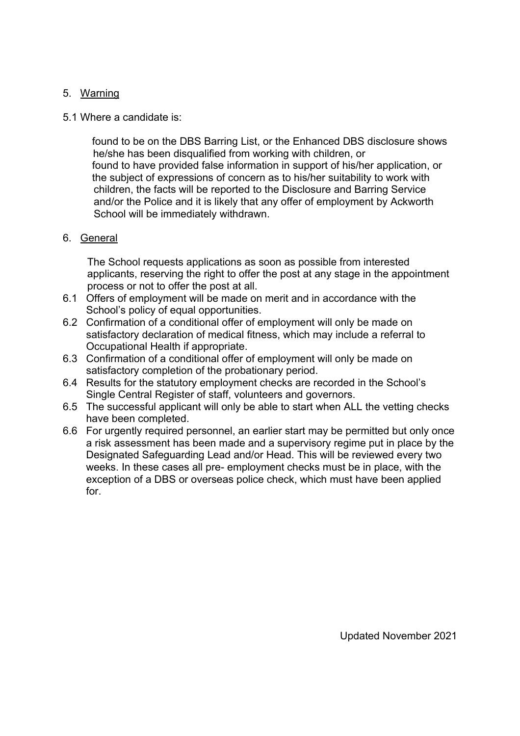5. Warning

5.1 Where a candidate is:

found to be on the DBS Barring List, or the Enhanced DBS disclosure shows he/she has been disqualified from working with children, or
found to have provided false information in support of his/her application, or
the subject of expressions of concern as to his/her suitability to work with children, the facts will be reported to the Disclosure and Barring Service and/or the Police and it is likely that any offer of employment by Ackworth School will be immediately withdrawn.

6. General

The School requests applications as soon as possible from interested applicants, reserving the right to offer the post at any stage in the appointment process or not to offer the post at all.

6.1 Offers of employment will be made on merit and in accordance with the School's policy of equal opportunities.
6.2 Confirmation of a conditional offer of employment will only be made on satisfactory declaration of medical fitness, which may include a referral to Occupational Health if appropriate.
6.3 Confirmation of a conditional offer of employment will only be made on satisfactory completion of the probationary period.
6.4 Results for the statutory employment checks are recorded in the School's Single Central Register of staff, volunteers and governors.
6.5 The successful applicant will only be able to start when ALL the vetting checks have been completed.
6.6 For urgently required personnel, an earlier start may be permitted but only once a risk assessment has been made and a supervisory regime put in place by the Designated Safeguarding Lead and/or Head. This will be reviewed every two weeks. In these cases all pre- employment checks must be in place, with the exception of a DBS or overseas police check, which must have been applied for.

Updated November 2021